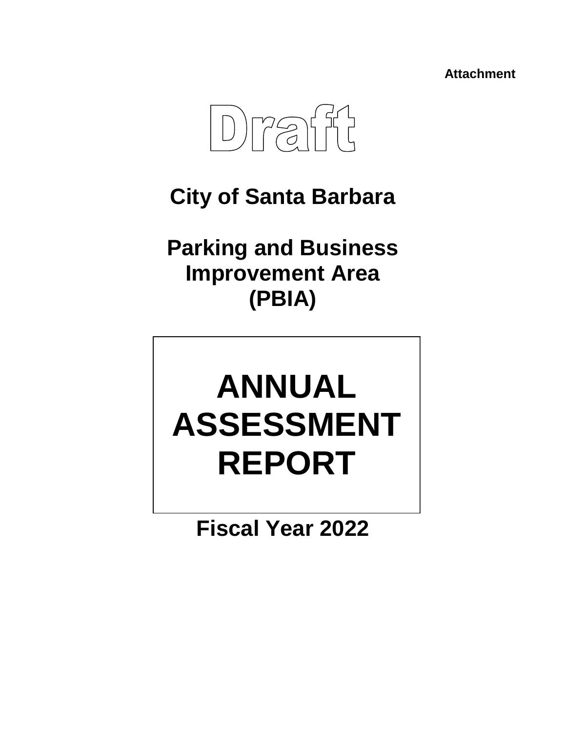**Attachment**

Draft

# City of Santa Barbara

# Parking and Business Improvement Area (PBIA)

# ANNUAL ASSESSMENT REPORT

## Fiscal Year 2022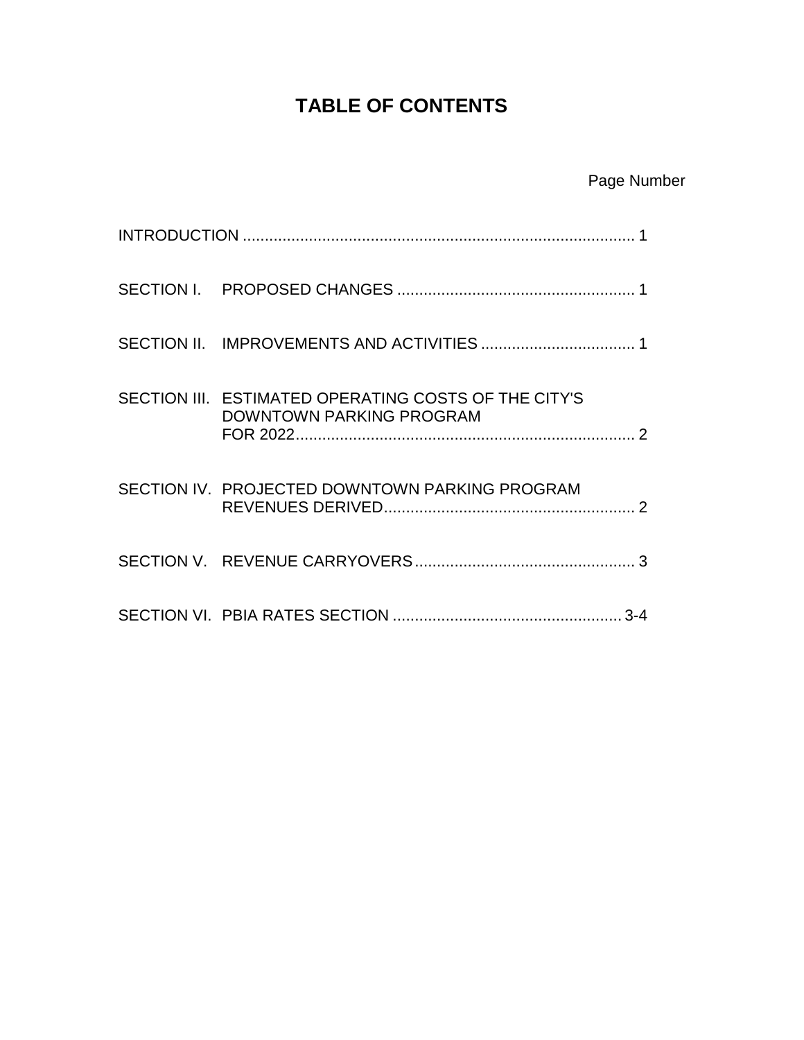# TABLE OF CONTENTS

| | | Page Number |
|---|---|---|
| INTRODUCTION | | 1 |
| SECTION I. | PROPOSED CHANGES | 1 |
| SECTION II. | IMPROVEMENTS AND ACTIVITIES | 1 |
| SECTION III. | ESTIMATED OPERATING COSTS OF THE CITY'S DOWNTOWN PARKING PROGRAM FOR 2022 | 2 |
| SECTION IV. | PROJECTED DOWNTOWN PARKING PROGRAM REVENUES DERIVED | 2 |
| SECTION V. | REVENUE CARRYOVERS | 3 |
| SECTION VI. | PBIA RATES SECTION | 3-4 |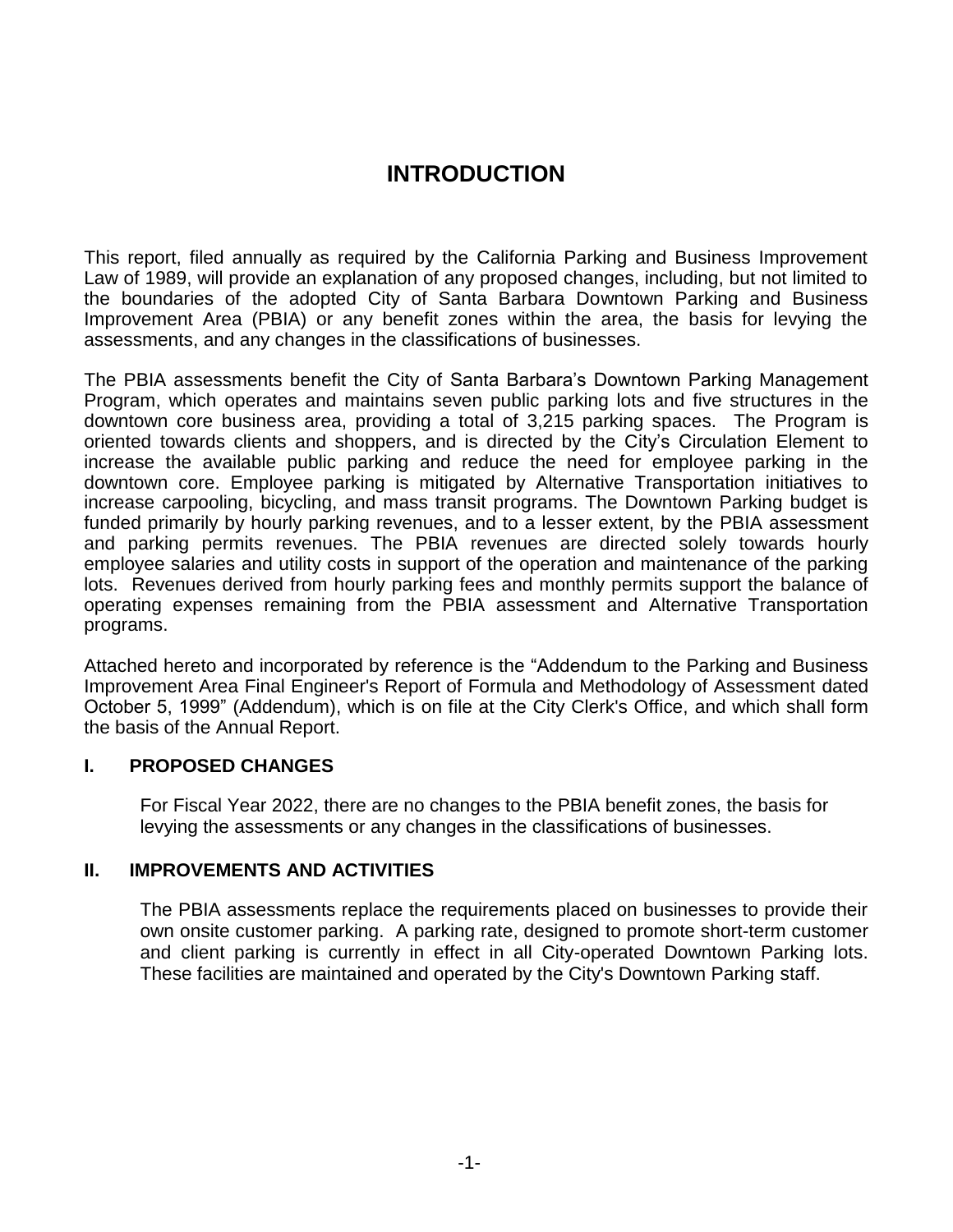# INTRODUCTION

This report, filed annually as required by the California Parking and Business Improvement Law of 1989, will provide an explanation of any proposed changes, including, but not limited to the boundaries of the adopted City of Santa Barbara Downtown Parking and Business Improvement Area (PBIA) or any benefit zones within the area, the basis for levying the assessments, and any changes in the classifications of businesses.

The PBIA assessments benefit the City of Santa Barbara's Downtown Parking Management Program, which operates and maintains seven public parking lots and five structures in the downtown core business area, providing a total of 3,215 parking spaces. The Program is oriented towards clients and shoppers, and is directed by the City's Circulation Element to increase the available public parking and reduce the need for employee parking in the downtown core. Employee parking is mitigated by Alternative Transportation initiatives to increase carpooling, bicycling, and mass transit programs. The Downtown Parking budget is funded primarily by hourly parking revenues, and to a lesser extent, by the PBIA assessment and parking permits revenues. The PBIA revenues are directed solely towards hourly employee salaries and utility costs in support of the operation and maintenance of the parking lots. Revenues derived from hourly parking fees and monthly permits support the balance of operating expenses remaining from the PBIA assessment and Alternative Transportation programs.

Attached hereto and incorporated by reference is the "Addendum to the Parking and Business Improvement Area Final Engineer's Report of Formula and Methodology of Assessment dated October 5, 1999" (Addendum), which is on file at the City Clerk's Office, and which shall form the basis of the Annual Report.

## I. PROPOSED CHANGES

For Fiscal Year 2022, there are no changes to the PBIA benefit zones, the basis for levying the assessments or any changes in the classifications of businesses.

## II. IMPROVEMENTS AND ACTIVITIES

The PBIA assessments replace the requirements placed on businesses to provide their own onsite customer parking. A parking rate, designed to promote short-term customer and client parking is currently in effect in all City-operated Downtown Parking lots. These facilities are maintained and operated by the City's Downtown Parking staff.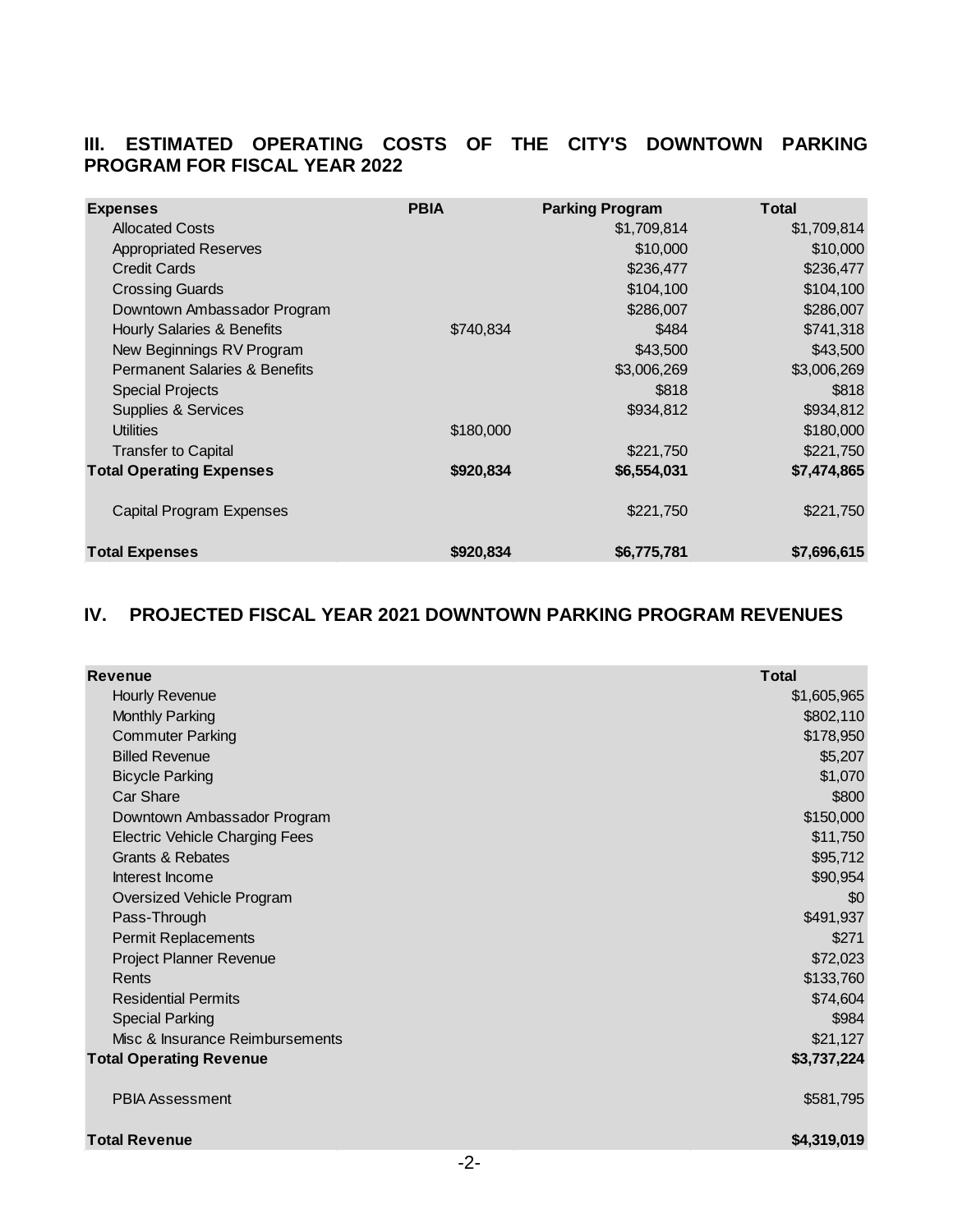## III. ESTIMATED OPERATING COSTS OF THE CITY'S DOWNTOWN PARKING PROGRAM FOR FISCAL YEAR 2022

| Expenses | PBIA | Parking Program | Total |
|---|---|---|---|
| Allocated Costs | | $1,709,814 | $1,709,814 |
| Appropriated Reserves | | $10,000 | $10,000 |
| Credit Cards | | $236,477 | $236,477 |
| Crossing Guards | | $104,100 | $104,100 |
| Downtown Ambassador Program | | $286,007 | $286,007 |
| Hourly Salaries & Benefits | $740,834 | $484 | $741,318 |
| New Beginnings RV Program | | $43,500 | $43,500 |
| Permanent Salaries & Benefits | | $3,006,269 | $3,006,269 |
| Special Projects | | $818 | $818 |
| Supplies & Services | | $934,812 | $934,812 |
| Utilities | $180,000 | | $180,000 |
| Transfer to Capital | | $221,750 | $221,750 |
| **Total Operating Expenses** | **$920,834** | **$6,554,031** | **$7,474,865** |
| Capital Program Expenses | | $221,750 | $221,750 |
| **Total Expenses** | **$920,834** | **$6,775,781** | **$7,696,615** |

## IV. PROJECTED FISCAL YEAR 2021 DOWNTOWN PARKING PROGRAM REVENUES

| Revenue | Total |
|---|---|
| Hourly Revenue | $1,605,965 |
| Monthly Parking | $802,110 |
| Commuter Parking | $178,950 |
| Billed Revenue | $5,207 |
| Bicycle Parking | $1,070 |
| Car Share | $800 |
| Downtown Ambassador Program | $150,000 |
| Electric Vehicle Charging Fees | $11,750 |
| Grants & Rebates | $95,712 |
| Interest Income | $90,954 |
| Oversized Vehicle Program | $0 |
| Pass-Through | $491,937 |
| Permit Replacements | $271 |
| Project Planner Revenue | $72,023 |
| Rents | $133,760 |
| Residential Permits | $74,604 |
| Special Parking | $984 |
| Misc & Insurance Reimbursements | $21,127 |
| **Total Operating Revenue** | **$3,737,224** |
| PBIA Assessment | $581,795 |
| **Total Revenue** | **$4,319,019** |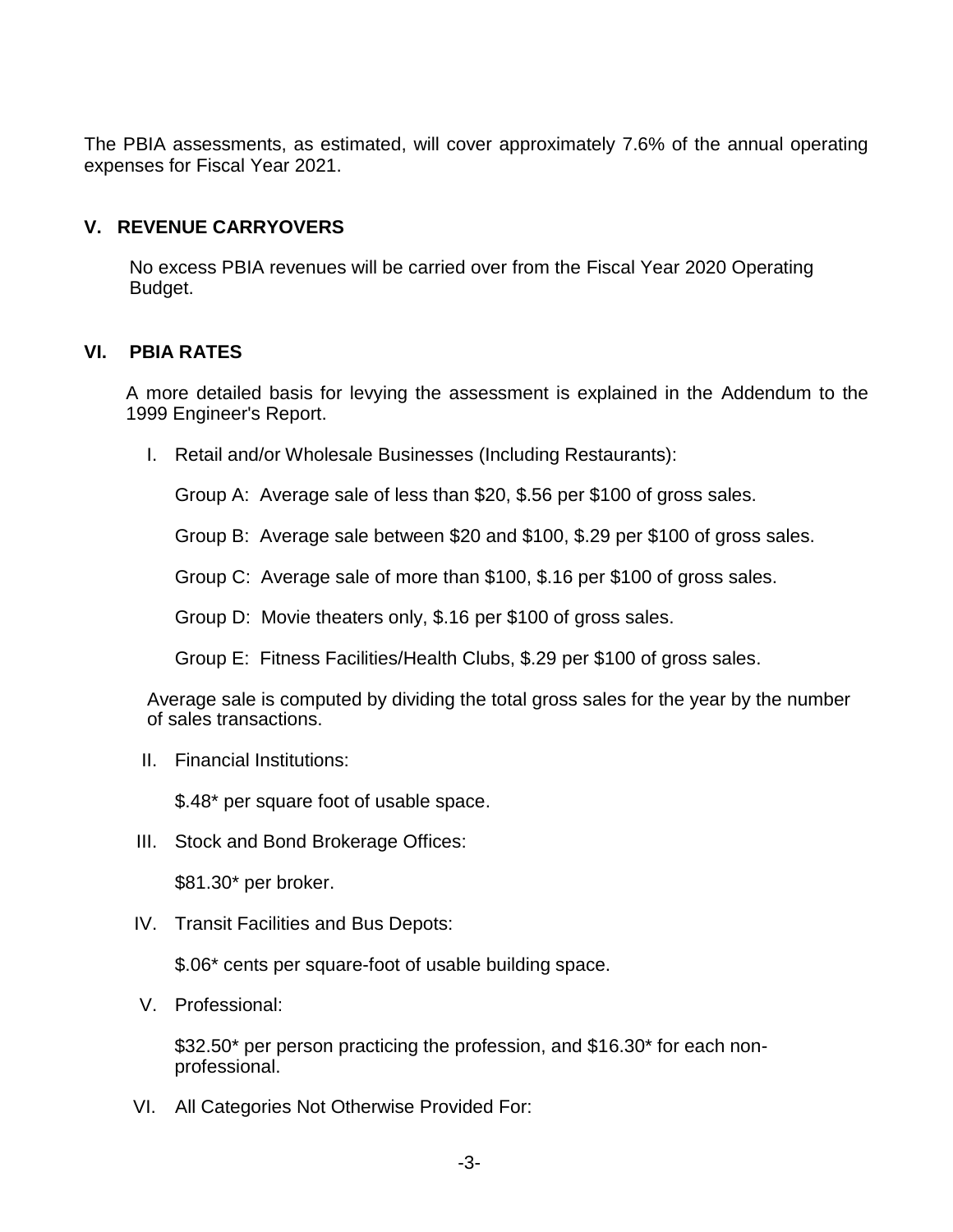The PBIA assessments, as estimated, will cover approximately 7.6% of the annual operating expenses for Fiscal Year 2021.

## V. REVENUE CARRYOVERS

No excess PBIA revenues will be carried over from the Fiscal Year 2020 Operating Budget.

## VI. PBIA RATES

A more detailed basis for levying the assessment is explained in the Addendum to the 1999 Engineer's Report.

I. Retail and/or Wholesale Businesses (Including Restaurants):

   Group A: Average sale of less than $20, $.56 per $100 of gross sales.

   Group B: Average sale between $20 and $100, $.29 per $100 of gross sales.

   Group C: Average sale of more than $100, $.16 per $100 of gross sales.

   Group D: Movie theaters only, $.16 per $100 of gross sales.

   Group E: Fitness Facilities/Health Clubs, $.29 per $100 of gross sales.

   Average sale is computed by dividing the total gross sales for the year by the number of sales transactions.

II. Financial Institutions:

   $.48* per square foot of usable space.

III. Stock and Bond Brokerage Offices:

   $81.30* per broker.

IV. Transit Facilities and Bus Depots:

   $.06* cents per square-foot of usable building space.

V. Professional:

   $32.50* per person practicing the profession, and $16.30* for each non-professional.

VI. All Categories Not Otherwise Provided For: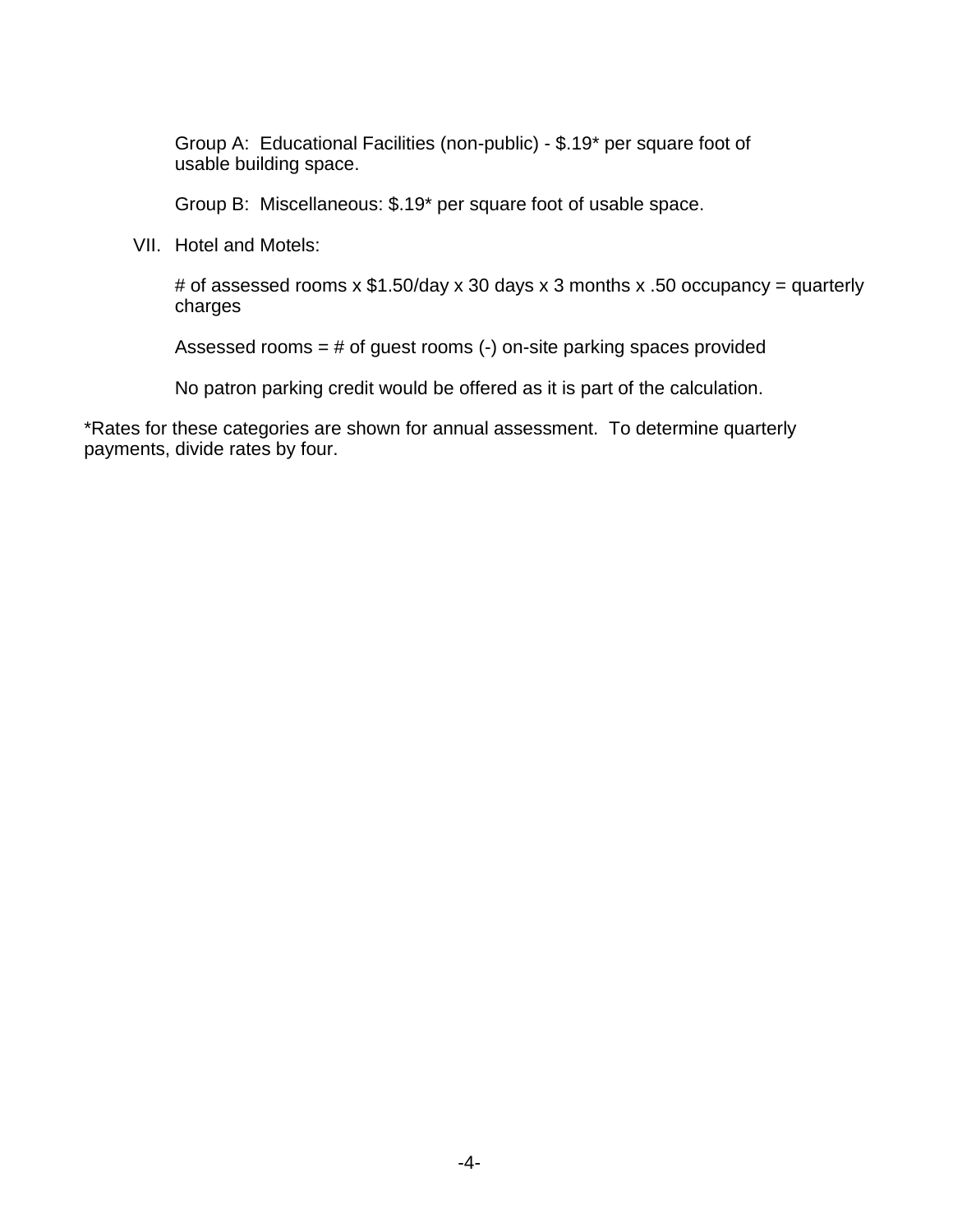Group A: Educational Facilities (non-public) - $.19* per square foot of usable building space.

Group B: Miscellaneous: $.19* per square foot of usable space.

VII. Hotel and Motels:

# of assessed rooms x $1.50/day x 30 days x 3 months x .50 occupancy = quarterly charges

Assessed rooms = # of guest rooms (-) on-site parking spaces provided

No patron parking credit would be offered as it is part of the calculation.

*Rates for these categories are shown for annual assessment. To determine quarterly payments, divide rates by four.